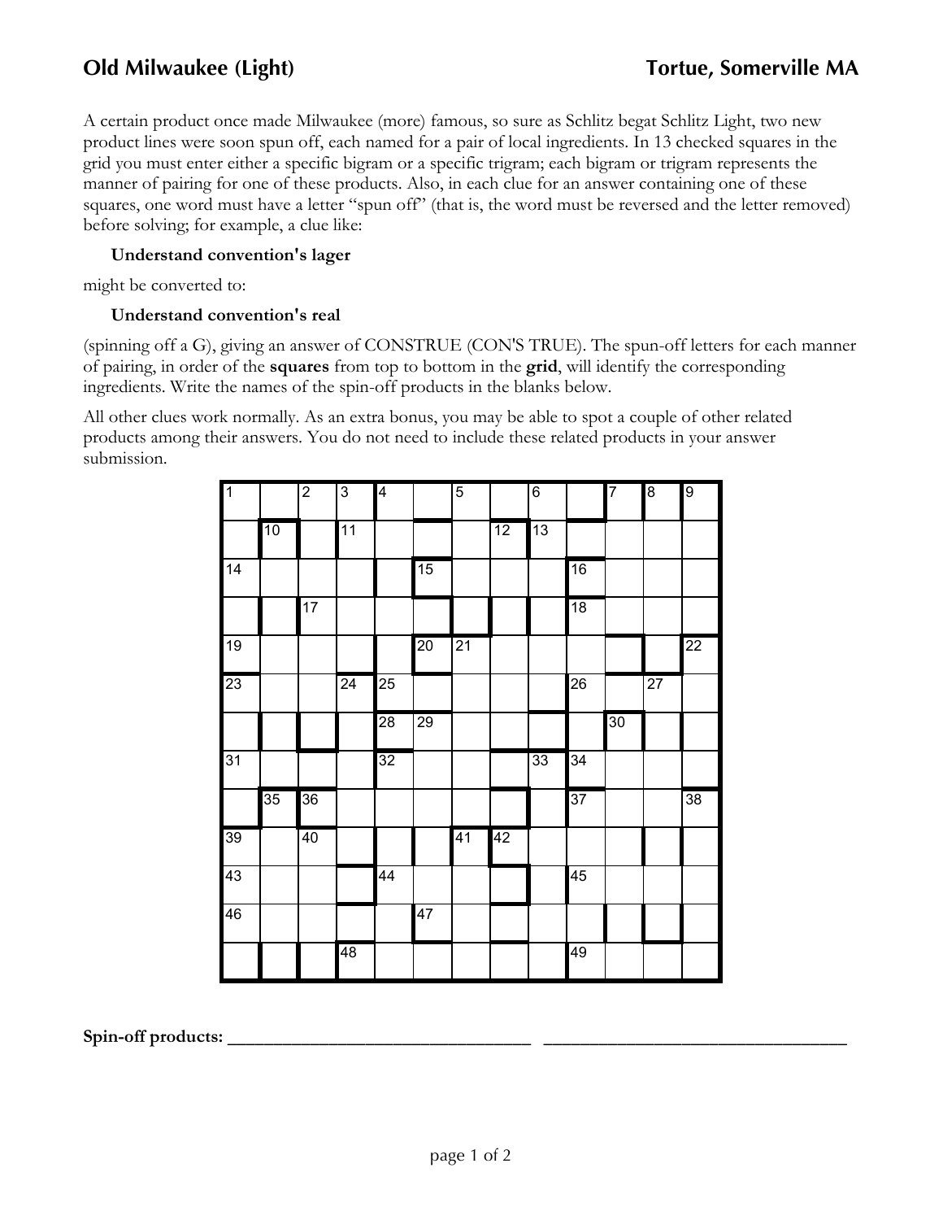## Old Milwaukee (Light)

**Tortue, Somerville MA**

A certain product once made Milwaukee (more) famous, so sure as Schlitz begat Schlitz Light, two new product lines were soon spun off, each named for a pair of local ingredients. In 13 checked squares in the grid you must enter either a specific bigram or a specific trigram; each bigram or trigram represents the manner of pairing for one of these products. Also, in each clue for an answer containing one of these squares, one word must have a letter "spun off" (that is, the word must be reversed and the letter removed) before solving; for example, a clue like:

**Understand convention's lager**

might be converted to:

**Understand convention's real**

(spinning off a G), giving an answer of CONSTRUE (CON'S TRUE). The spun-off letters for each manner of pairing, in order of the **squares** from top to bottom in the **grid**, will identify the corresponding ingredients. Write the names of the spin-off products in the blanks below.

All other clues work normally. As an extra bonus, you may be able to spot a couple of other related products among their answers. You do not need to include these related products in your answer submission.

| | | | | | | | | | | | | |
|---|---|---|---|---|---|---|---|---|---|---|---|---|
| 1 | | 2 | 3 | 4 | | 5 | | 6 | | 7 | 8 | 9 |
| | 10 | | 11 | | | | 12 | 13 | | | | |
| 14 | | | | | 15 | | | | 16 | | | |
| | | 17 | | | | | | | 18 | | | |
| 19 | | | | | 20 | 21 | | | | | | 22 |
| 23 | | | 24 | 25 | | | | | 26 | | 27 | |
| | | | | 28 | 29 | | | | | 30 | | |
| 31 | | | | 32 | | | | 33 | 34 | | | |
| | 35 | 36 | | | | | | | 37 | | | 38 |
| 39 | | 40 | | | | 41 | 42 | | | | | |
| 43 | | | | 44 | | | | | 45 | | | |
| 46 | | | | | 47 | | | | | | | |
| | | | 48 | | | | | | 49 | | | |

**Spin-off products:** ________________________________ ________________________________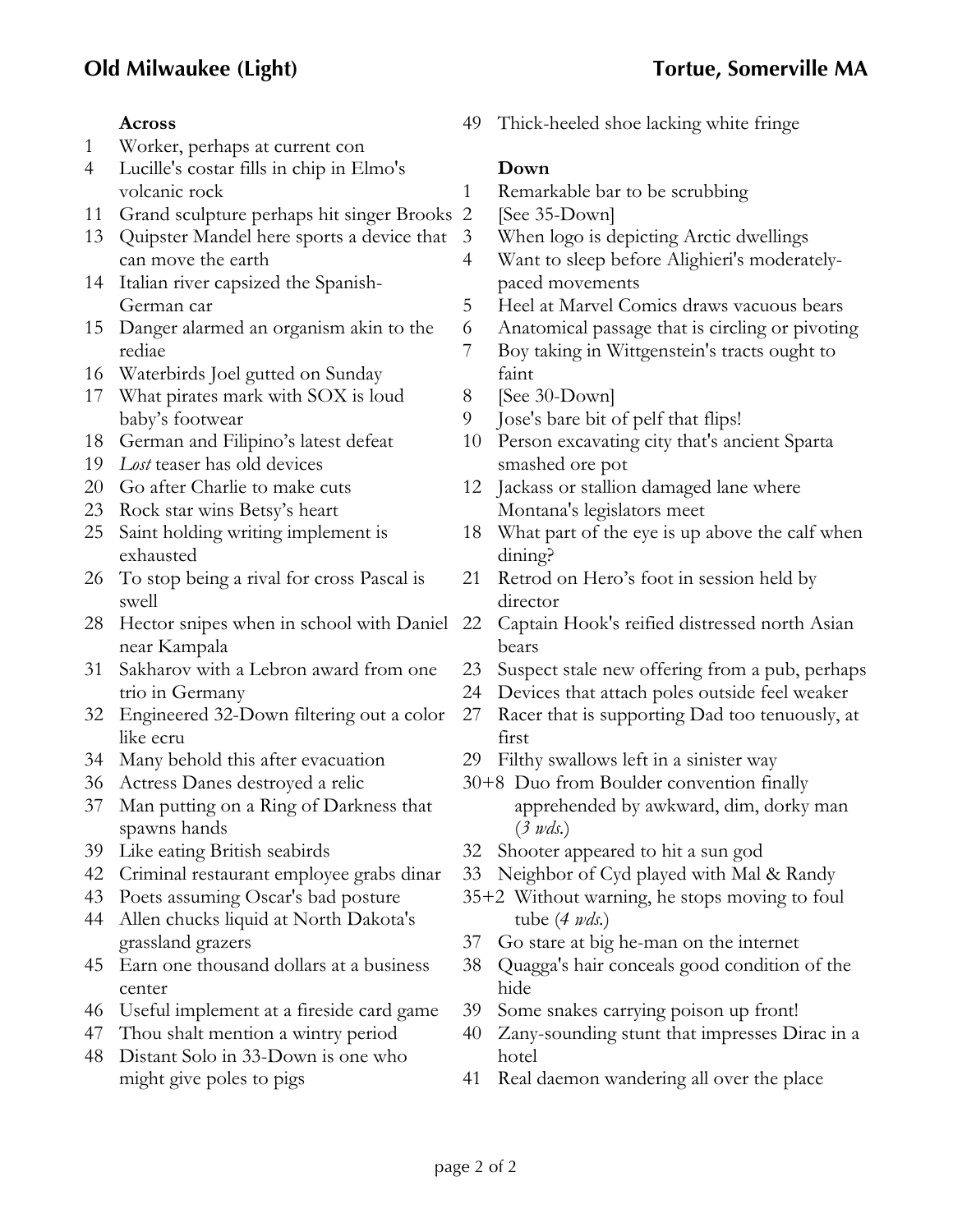## Old Milwaukee (Light)

## Tortue, Somerville MA

**Across**

1 Worker, perhaps at current con
4 Lucille's costar fills in chip in Elmo's volcanic rock
11 Grand sculpture perhaps hit singer Brooks
13 Quipster Mandel here sports a device that can move the earth
14 Italian river capsized the Spanish-German car
15 Danger alarmed an organism akin to the rediae
16 Waterbirds Joel gutted on Sunday
17 What pirates mark with SOX is loud baby's footwear
18 German and Filipino's latest defeat
19 *Lost* teaser has old devices
20 Go after Charlie to make cuts
23 Rock star wins Betsy's heart
25 Saint holding writing implement is exhausted
26 To stop being a rival for cross Pascal is swell
28 Hector snipes when in school with Daniel near Kampala
31 Sakharov with a Lebron award from one trio in Germany
32 Engineered 32-Down filtering out a color like ecru
34 Many behold this after evacuation
36 Actress Danes destroyed a relic
37 Man putting on a Ring of Darkness that spawns hands
39 Like eating British seabirds
42 Criminal restaurant employee grabs dinar
43 Poets assuming Oscar's bad posture
44 Allen chucks liquid at North Dakota's grassland grazers
45 Earn one thousand dollars at a business center
46 Useful implement at a fireside card game
47 Thou shalt mention a wintry period
48 Distant Solo in 33-Down is one who might give poles to pigs
49 Thick-heeled shoe lacking white fringe

**Down**

1 Remarkable bar to be scrubbing
2 [See 35-Down]
3 When logo is depicting Arctic dwellings
4 Want to sleep before Alighieri's moderately-paced movements
5 Heel at Marvel Comics draws vacuous bears
6 Anatomical passage that is circling or pivoting
7 Boy taking in Wittgenstein's tracts ought to faint
8 [See 30-Down]
9 Jose's bare bit of pelf that flips!
10 Person excavating city that's ancient Sparta smashed ore pot
12 Jackass or stallion damaged lane where Montana's legislators meet
18 What part of the eye is up above the calf when dining?
21 Retrod on Hero's foot in session held by director
22 Captain Hook's reified distressed north Asian bears
23 Suspect stale new offering from a pub, perhaps
24 Devices that attach poles outside feel weaker
27 Racer that is supporting Dad too tenuously, at first
29 Filthy swallows left in a sinister way
30+8 Duo from Boulder convention finally apprehended by awkward, dim, dorky man (*3 wds.*)
32 Shooter appeared to hit a sun god
33 Neighbor of Cyd played with Mal & Randy
35+2 Without warning, he stops moving to foul tube (*4 wds.*)
37 Go stare at big he-man on the internet
38 Quagga's hair conceals good condition of the hide
39 Some snakes carrying poison up front!
40 Zany-sounding stunt that impresses Dirac in a hotel
41 Real daemon wandering all over the place